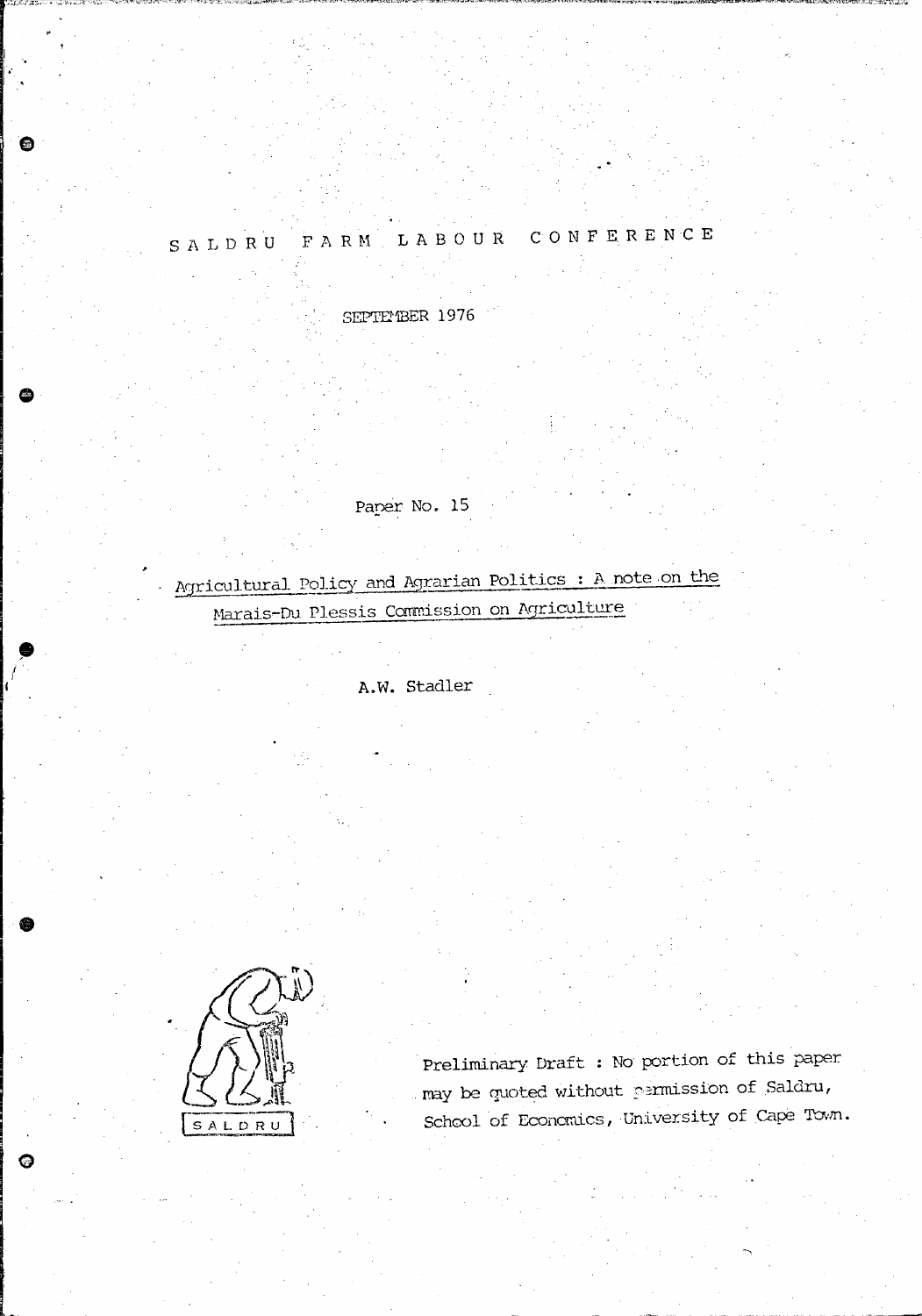# SALDRU FARM LABOUR CONFERENCE

SEPTEMBER 1976

Paper No. 15

## Agricultural Policy and Agrarian Politics : A note on the Marais-Du Plessis Commission on Agriculture

A.W. Stadler

SALDRU

Preliminary Draft : No portion of this paper may be quoted without permission of Saldru, School of Economics, University of Cape Town.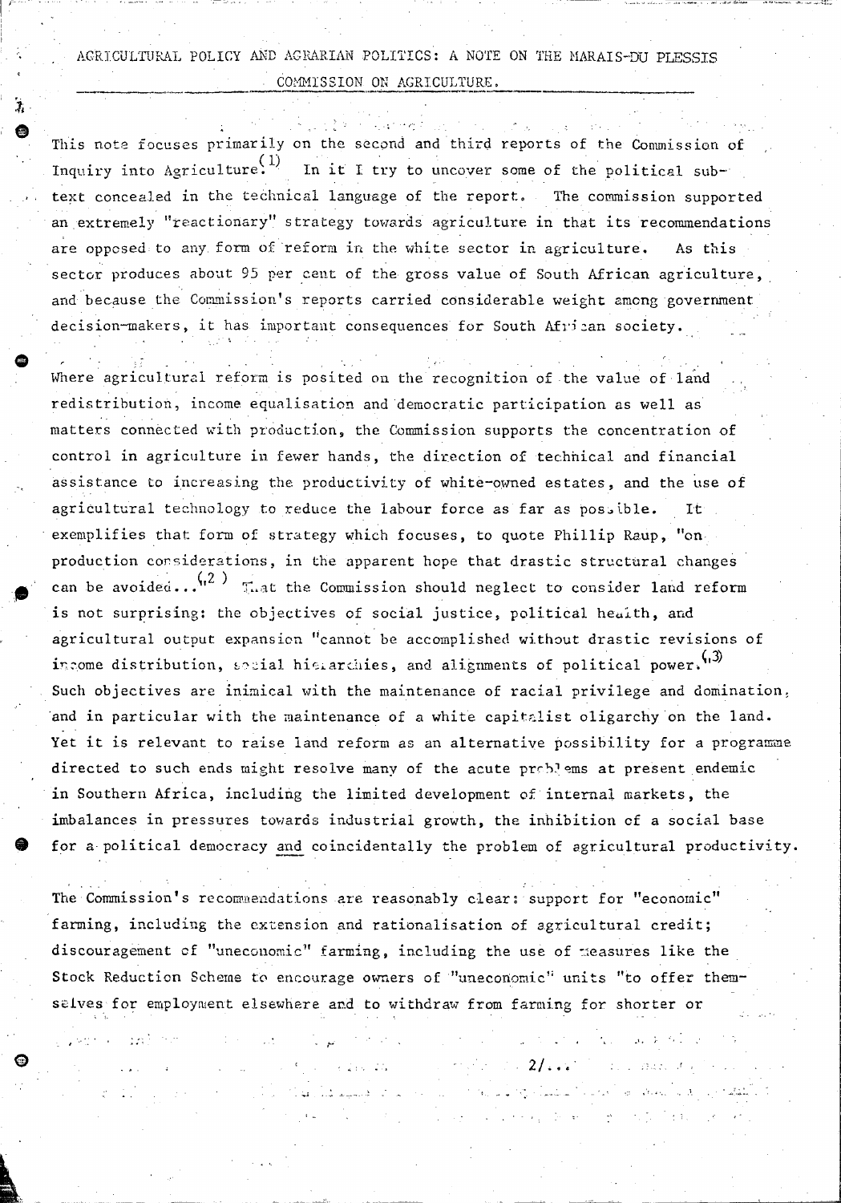## AGRICULTURAL POLICY AND AGRARIAN POLITICS: A NOTE ON THE MARAIS-DU PLESSIS COMMISSION ON AGRICULTURE.

This note focuses primarily on the second and third reports of the Commission of Inquiry into Agriculture.[1] In it I try to uncover some of the political sub-text concealed in the technical language of the report. The commission supported an extremely "reactionary" strategy towards agriculture in that its recommendations are opposed to any form of reform in the white sector in agriculture. As this sector produces about 95 per cent of the gross value of South African agriculture, and because the Commission's reports carried considerable weight among government decision-makers, it has important consequences for South African society.

Where agricultural reform is posited on the recognition of the value of land redistribution, income equalisation and democratic participation as well as matters connected with production, the Commission supports the concentration of control in agriculture in fewer hands, the direction of technical and financial assistance to increasing the productivity of white-owned estates, and the use of agricultural technology to reduce the labour force as far as possible. It exemplifies that form of strategy which focuses, to quote Phillip Raup, "on production considerations, in the apparent hope that drastic structural changes can be avoided..."[2] That the Commission should neglect to consider land reform is not surprising: the objectives of social justice, political health, and agricultural output expansion "cannot be accomplished without drastic revisions of income distribution, social hierarchies, and alignments of political power."[3] Such objectives are inimical with the maintenance of racial privilege and domination, and in particular with the maintenance of a white capitalist oligarchy on the land. Yet it is relevant to raise land reform as an alternative possibility for a programme directed to such ends might resolve many of the acute problems at present endemic in Southern Africa, including the limited development of internal markets, the imbalances in pressures towards industrial growth, the inhibition of a social base for a political democracy <u>and</u> coincidentally the problem of agricultural productivity.

The Commission's recommendations are reasonably clear: support for "economic" farming, including the extension and rationalisation of agricultural credit; discouragement of "uneconomic" farming, including the use of measures like the Stock Reduction Scheme to encourage owners of "uneconomic" units "to offer themselves for employment elsewhere and to withdraw from farming for shorter or

2/...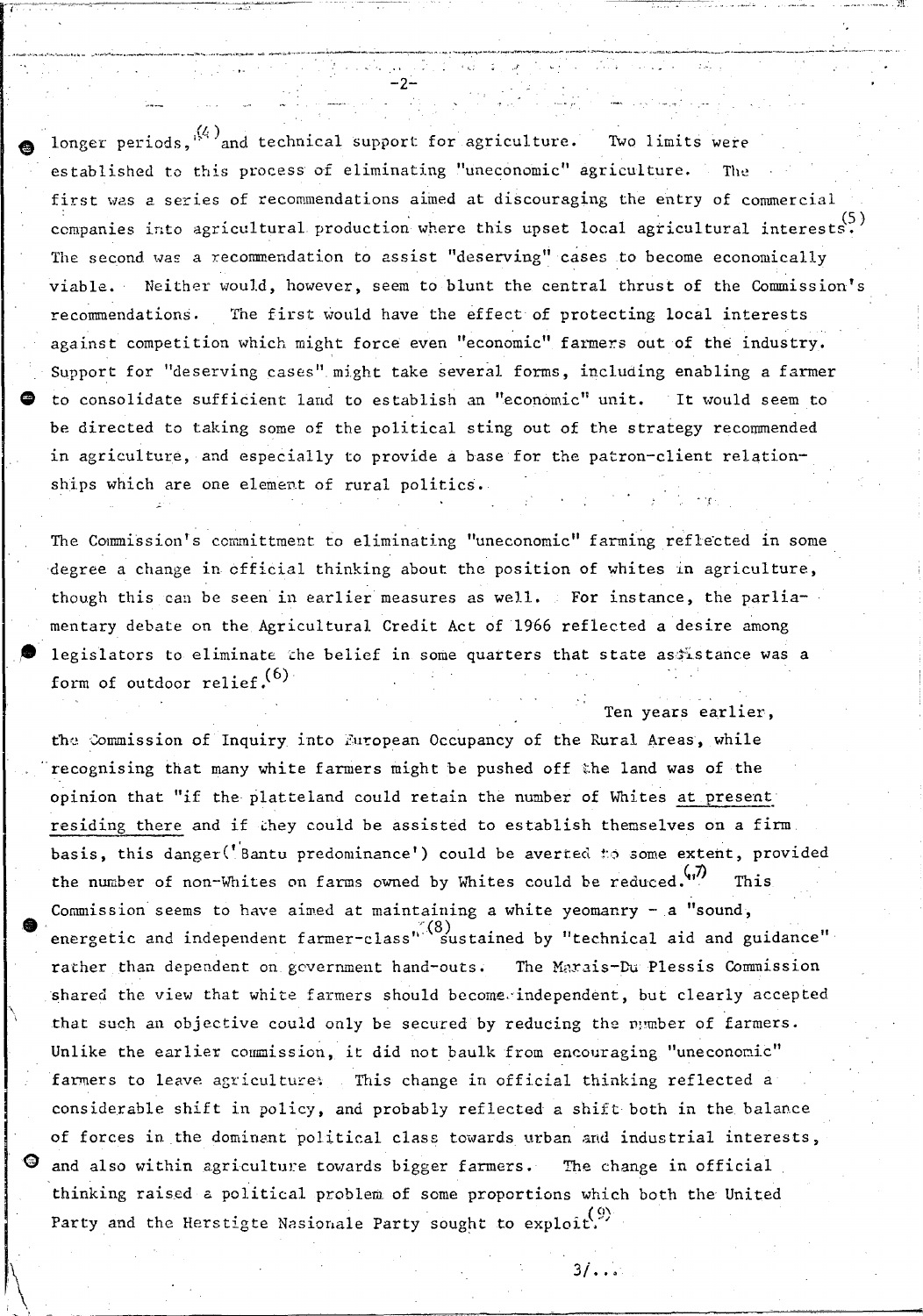longer periods,[4] and technical support for agriculture. Two limits were established to this process of eliminating "uneconomic" agriculture. The first was a series of recommendations aimed at discouraging the entry of commercial companies into agricultural production where this upset local agricultural interests.[5] The second was a recommendation to assist "deserving" cases to become economically viable. Neither would, however, seem to blunt the central thrust of the Commission's recommendations. The first would have the effect of protecting local interests against competition which might force even "economic" farmers out of the industry. Support for "deserving cases" might take several forms, including enabling a farmer to consolidate sufficient land to establish an "economic" unit. It would seem to be directed to taking some of the political sting out of the strategy recommended in agriculture, and especially to provide a base for the patron-client relationships which are one element of rural politics.

The Commission's committment to eliminating "uneconomic" farming reflected in some degree a change in official thinking about the position of whites in agriculture, though this can be seen in earlier measures as well. For instance, the parliamentary debate on the Agricultural Credit Act of 1966 reflected a desire among legislators to eliminate the belief in some quarters that state assistance was a form of outdoor relief.[6]

Ten years earlier, the Commission of Inquiry into European Occupancy of the Rural Areas, while recognising that many white farmers might be pushed off the land was of the opinion that "if the platteland could retain the number of Whites at present residing there and if they could be assisted to establish themselves on a firm basis, this danger('Bantu predominance') could be averted to some extent, provided the number of non-Whites on farms owned by Whites could be reduced."[7] This Commission seems to have aimed at maintaining a white yeomanry - a "sound, energetic and independent farmer-class"[8] sustained by "technical aid and guidance" rather than dependent on government hand-outs. The Marais-Du Plessis Commission shared the view that white farmers should become independent, but clearly accepted that such an objective could only be secured by reducing the number of farmers. Unlike the earlier commission, it did not baulk from encouraging "uneconomic" farmers to leave agriculture. This change in official thinking reflected a considerable shift in policy, and probably reflected a shift both in the balance of forces in the dominant political class towards urban and industrial interests, and also within agriculture towards bigger farmers. The change in official thinking raised a political problem of some proportions which both the United Party and the Herstigte Nasionale Party sought to exploit.[9]

3/...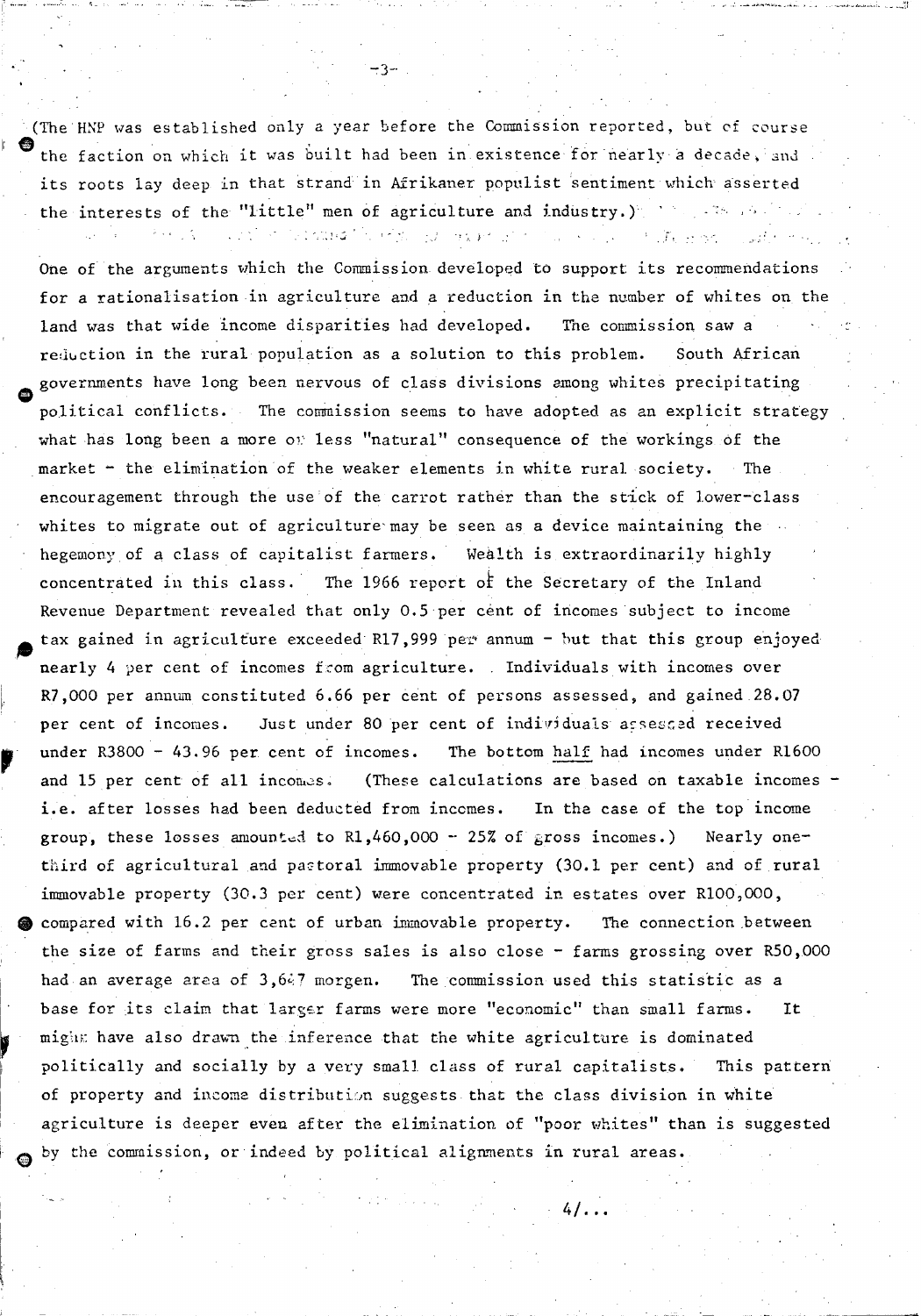(The HNP was established only a year before the Commission reported, but of course the faction on which it was built had been in existence for nearly a decade, and its roots lay deep in that strand in Afrikaner populist sentiment which asserted the interests of the "little" men of agriculture and industry.)

One of the arguments which the Commission developed to support its recommendations for a rationalisation in agriculture and a reduction in the number of whites on the land was that wide income disparities had developed. The commission saw a reduction in the rural population as a solution to this problem. South African governments have long been nervous of class divisions among whites precipitating political conflicts. The commission seems to have adopted as an explicit strategy what has long been a more or less "natural" consequence of the workings of the market - the elimination of the weaker elements in white rural society. The encouragement through the use of the carrot rather than the stick of lower-class whites to migrate out of agriculture may be seen as a device maintaining the hegemony of a class of capitalist farmers. Wealth is extraordinarily highly concentrated in this class. The 1966 report of the Secretary of the Inland Revenue Department revealed that only 0.5 per cent of incomes subject to income tax gained in agriculture exceeded R17,999 per annum - but that this group enjoyed nearly 4 per cent of incomes from agriculture. Individuals with incomes over R7,000 per annum constituted 6.66 per cent of persons assessed, and gained 28.07 per cent of incomes. Just under 80 per cent of individuals assessed received under R3800 - 43.96 per cent of incomes. The bottom <u>half</u> had incomes under R1600 and 15 per cent of all incomes. (These calculations are based on taxable incomes - i.e. after losses had been deducted from incomes. In the case of the top income group, these losses amounted to R1,460,000 - 25% of gross incomes.) Nearly one-third of agricultural and pastoral immovable property (30.1 per cent) and of rural immovable property (30.3 per cent) were concentrated in estates over R100,000, compared with 16.2 per cent of urban immovable property. The connection between the size of farms and their gross sales is also close - farms grossing over R50,000 had an average area of 3,647 morgen. The commission used this statistic as a base for its claim that larger farms were more "economic" than small farms. It might have also drawn the inference that the white agriculture is dominated politically and socially by a very small class of rural capitalists. This pattern of property and income distribution suggests that the class division in white agriculture is deeper even after the elimination of "poor whites" than is suggested by the commission, or indeed by political alignments in rural areas.

4/...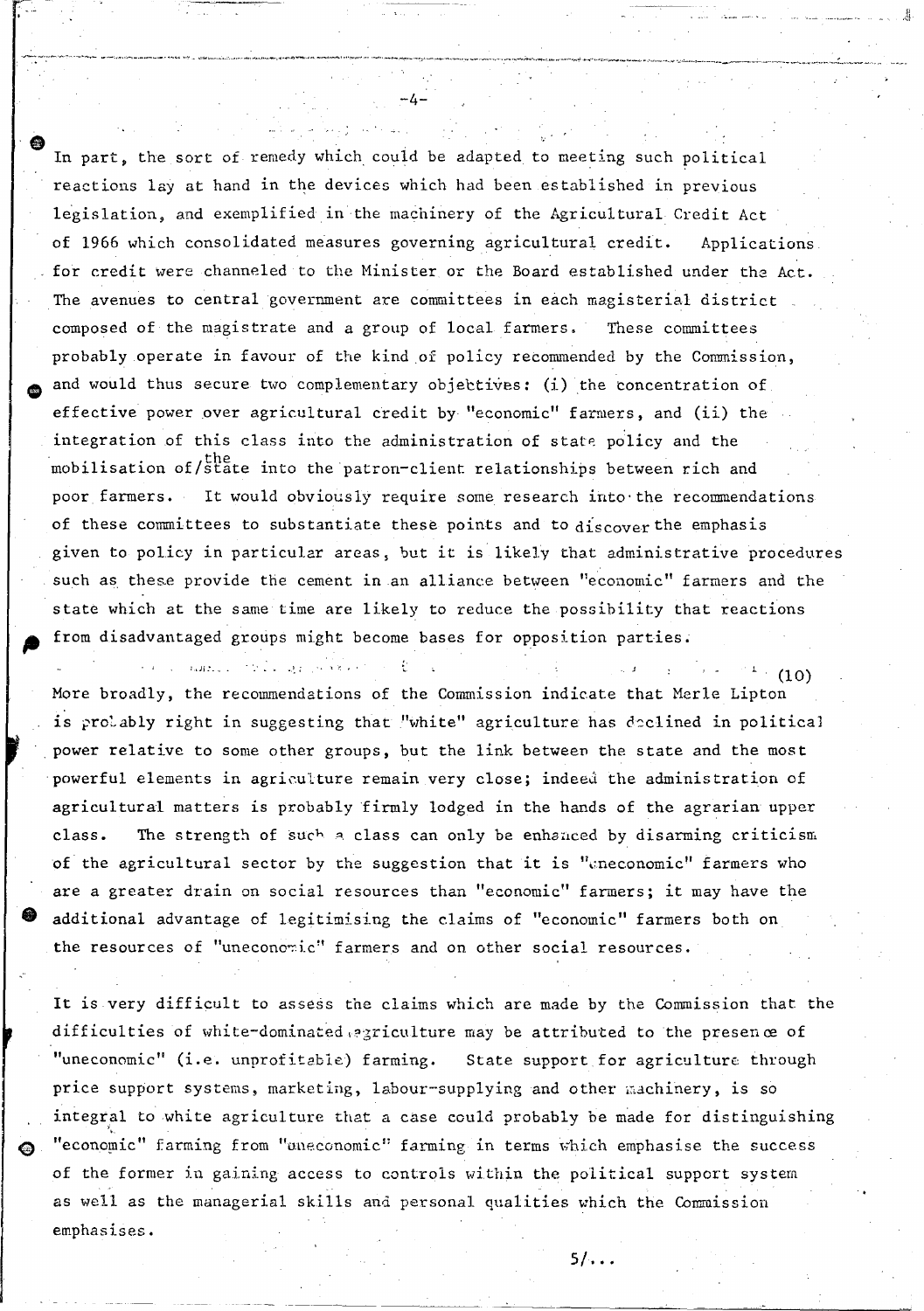In part, the sort of remedy which could be adapted to meeting such political reactions lay at hand in the devices which had been established in previous legislation, and exemplified in the machinery of the Agricultural Credit Act of 1966 which consolidated measures governing agricultural credit. Applications for credit were channeled to the Minister or the Board established under the Act. The avenues to central government are committees in each magisterial district composed of the magistrate and a group of local farmers. These committees probably operate in favour of the kind of policy recommended by the Commission, and would thus secure two complementary objectives: (i) the concentration of effective power over agricultural credit by "economic" farmers, and (ii) the integration of this class into the administration of state policy and the mobilisation of the state into the patron-client relationships between rich and poor farmers. It would obviously require some research into the recommendations of these committees to substantiate these points and to discover the emphasis given to policy in particular areas, but it is likely that administrative procedures such as these provide the cement in an alliance between "economic" farmers and the state which at the same time are likely to reduce the possibility that reactions from disadvantaged groups might become bases for opposition parties.

More broadly, the recommendations of the Commission indicate that Merle Lipton[(10)] is probably right in suggesting that "white" agriculture has declined in political power relative to some other groups, but the link between the state and the most powerful elements in agriculture remain very close; indeed the administration of agricultural matters is probably firmly lodged in the hands of the agrarian upper class. The strength of such a class can only be enhanced by disarming criticism of the agricultural sector by the suggestion that it is "uneconomic" farmers who are a greater drain on social resources than "economic" farmers; it may have the additional advantage of legitimising the claims of "economic" farmers both on the resources of "uneconomic" farmers and on other social resources.

It is very difficult to assess the claims which are made by the Commission that the difficulties of white-dominated agriculture may be attributed to the presence of "uneconomic" (i.e. unprofitable) farming. State support for agriculture through price support systems, marketing, labour-supplying and other machinery, is so integral to white agriculture that a case could probably be made for distinguishing "economic" farming from "uneconomic" farming in terms which emphasise the success of the former in gaining access to controls within the political support system as well as the managerial skills and personal qualities which the Commission emphasises.

5/...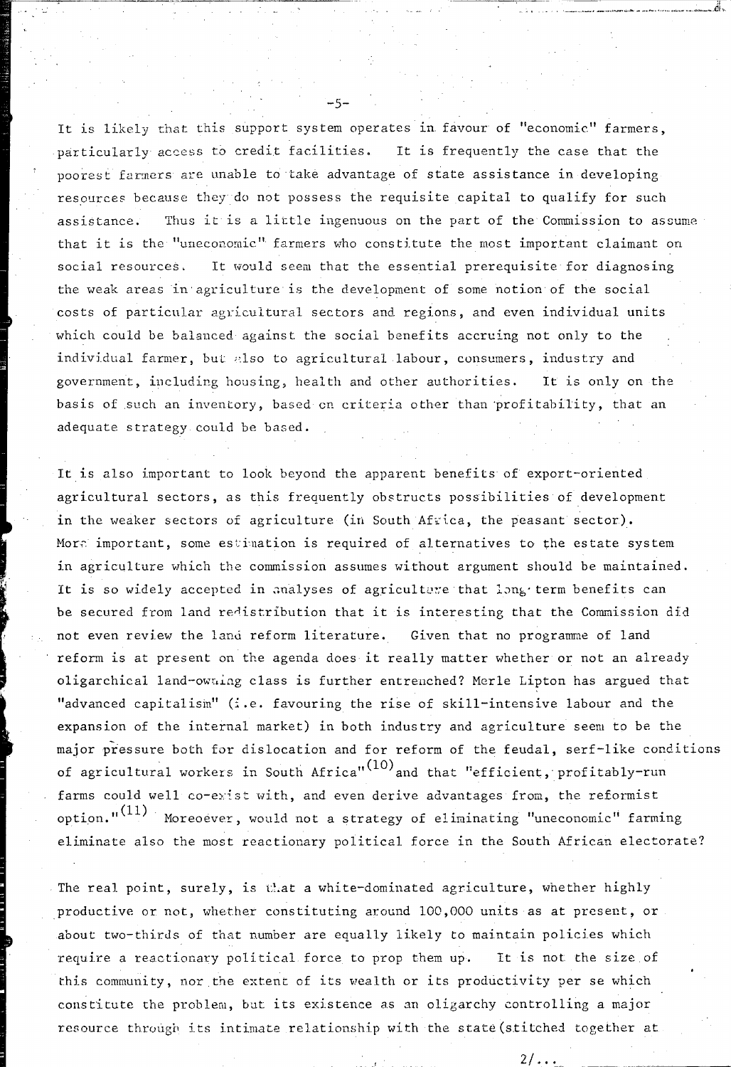It is likely that this support system operates in favour of "economic" farmers, particularly access to credit facilities. It is frequently the case that the poorest farmers are unable to take advantage of state assistance in developing resources because they do not possess the requisite capital to qualify for such assistance. Thus it is a little ingenuous on the part of the Commission to assume that it is the "uneconomic" farmers who constitute the most important claimant on social resources. It would seem that the essential prerequisite for diagnosing the weak areas in agriculture is the development of some notion of the social costs of particular agricultural sectors and regions, and even individual units which could be balanced against the social benefits accruing not only to the individual farmer, but also to agricultural labour, consumers, industry and government, including housing, health and other authorities. It is only on the basis of such an inventory, based on criteria other than profitability, that an adequate strategy could be based.

It is also important to look beyond the apparent benefits of export-oriented agricultural sectors, as this frequently obstructs possibilities of development in the weaker sectors of agriculture (in South Africa, the peasant sector). More important, some estimation is required of alternatives to the estate system in agriculture which the commission assumes without argument should be maintained. It is so widely accepted in analyses of agriculture that long term benefits can be secured from land redistribution that it is interesting that the Commission did not even review the land reform literature. Given that no programme of land reform is at present on the agenda does it really matter whether or not an already oligarchical land-owning class is further entrenched? Merle Lipton has argued that "advanced capitalism" (i.e. favouring the rise of skill-intensive labour and the expansion of the internal market) in both industry and agriculture seem to be the major pressure both for dislocation and for reform of the feudal, serf-like conditions of agricultural workers in South Africa"[10] and that "efficient, profitably-run farms could well co-exist with, and even derive advantages from, the reformist option."[11] Moreoever, would not a strategy of eliminating "uneconomic" farming eliminate also the most reactionary political force in the South African electorate?

The real point, surely, is that a white-dominated agriculture, whether highly productive or not, whether constituting around 100,000 units as at present, or about two-thirds of that number are equally likely to maintain policies which require a reactionary political force to prop them up. It is not the size of this community, nor the extent of its wealth or its productivity per se which constitute the problem, but its existence as an oligarchy controlling a major resource through its intimate relationship with the state (stitched together at

2/...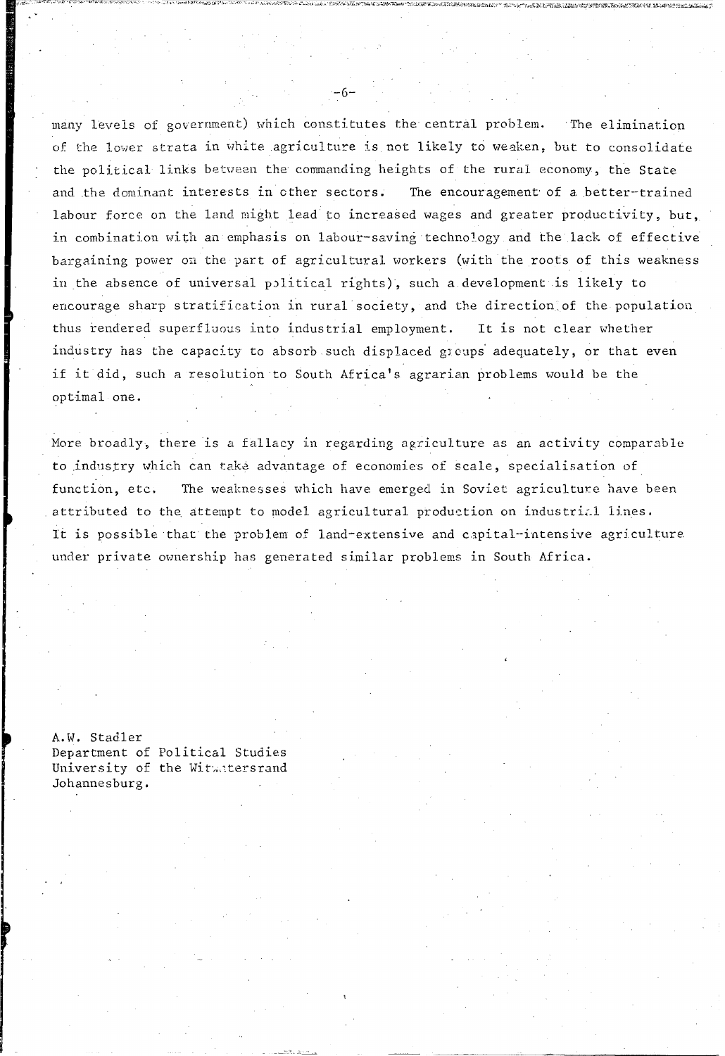many levels of government) which constitutes the central problem. The elimination of the lower strata in white agriculture is not likely to weaken, but to consolidate the political links between the commanding heights of the rural economy, the State and the dominant interests in other sectors. The encouragement of a better-trained labour force on the land might lead to increased wages and greater productivity, but, in combination with an emphasis on labour-saving technology and the lack of effective bargaining power on the part of agricultural workers (with the roots of this weakness in the absence of universal political rights), such a development is likely to encourage sharp stratification in rural society, and the direction of the population thus rendered superfluous into industrial employment. It is not clear whether industry has the capacity to absorb such displaced groups adequately, or that even if it did, such a resolution to South Africa's agrarian problems would be the optimal one.

More broadly, there is a fallacy in regarding agriculture as an activity comparable to industry which can take advantage of economies of scale, specialisation of function, etc. The weaknesses which have emerged in Soviet agriculture have been attributed to the attempt to model agricultural production on industrial lines. It is possible that the problem of land-extensive and capital-intensive agriculture under private ownership has generated similar problems in South Africa.

A.W. Stadler
Department of Political Studies
University of the Witwatersrand
Johannesburg.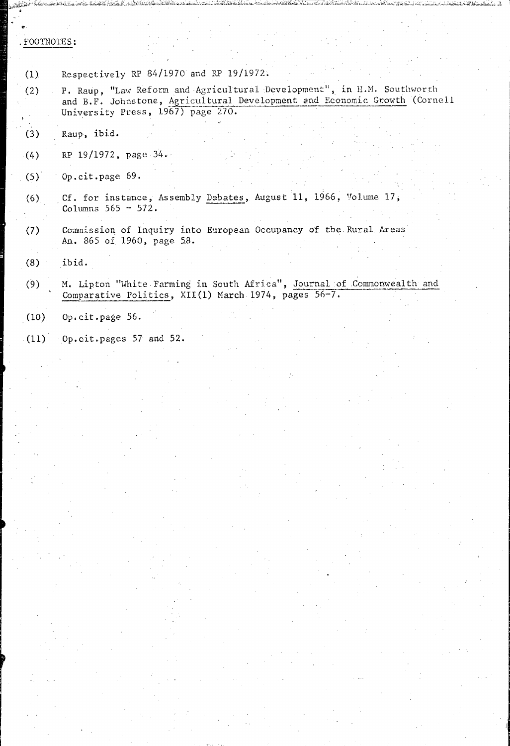FOOTNOTES:

(1) Respectively RP 84/1970 and RP 19/1972.

(2) P. Raup, "Law Reform and Agricultural Development", in H.M. Southworth and B.F. Johnstone, Agricultural Development and Economic Growth (Cornell University Press, 1967) page 270.

(3) Raup, ibid.

(4) RP 19/1972, page 34.

(5) Op.cit.page 69.

(6) Cf. for instance, Assembly Debates, August 11, 1966, Volume 17, Columns 565 - 572.

(7) Commission of Inquiry into European Occupancy of the Rural Areas An. 865 of 1960, page 58.

(8) ibid.

(9) M. Lipton "White Farming in South Africa", Journal of Commonwealth and Comparative Politics, XII(1) March 1974, pages 56-7.

(10) Op.cit.page 56.

(11) Op.cit.pages 57 and 52.